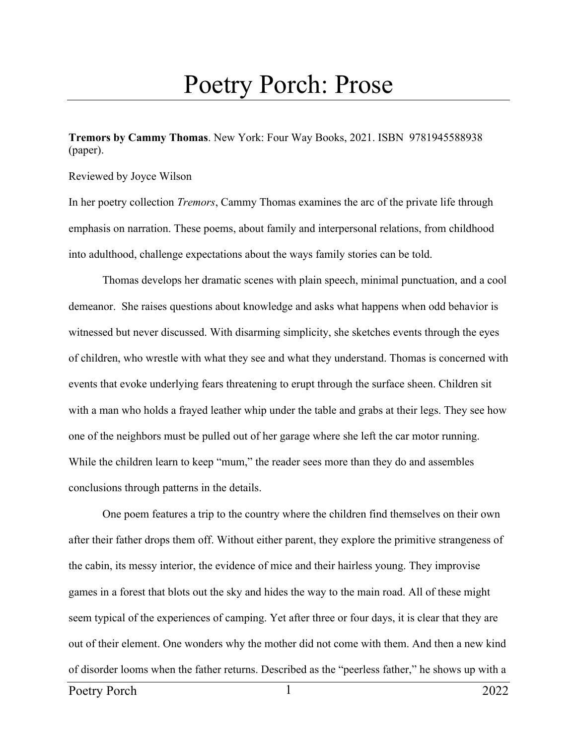# Poetry Porch: Prose

**Tremors by Cammy Thomas**. New York: Four Way Books, 2021. ISBN 9781945588938 (paper).

Reviewed by Joyce Wilson

In her poetry collection *Tremors*, Cammy Thomas examines the arc of the private life through emphasis on narration. These poems, about family and interpersonal relations, from childhood into adulthood, challenge expectations about the ways family stories can be told.

Thomas develops her dramatic scenes with plain speech, minimal punctuation, and a cool demeanor. She raises questions about knowledge and asks what happens when odd behavior is witnessed but never discussed. With disarming simplicity, she sketches events through the eyes of children, who wrestle with what they see and what they understand. Thomas is concerned with events that evoke underlying fears threatening to erupt through the surface sheen. Children sit with a man who holds a frayed leather whip under the table and grabs at their legs. They see how one of the neighbors must be pulled out of her garage where she left the car motor running. While the children learn to keep "mum," the reader sees more than they do and assembles conclusions through patterns in the details.

One poem features a trip to the country where the children find themselves on their own after their father drops them off. Without either parent, they explore the primitive strangeness of the cabin, its messy interior, the evidence of mice and their hairless young. They improvise games in a forest that blots out the sky and hides the way to the main road. All of these might seem typical of the experiences of camping. Yet after three or four days, it is clear that they are out of their element. One wonders why the mother did not come with them. And then a new kind of disorder looms when the father returns. Described as the "peerless father," he shows up with a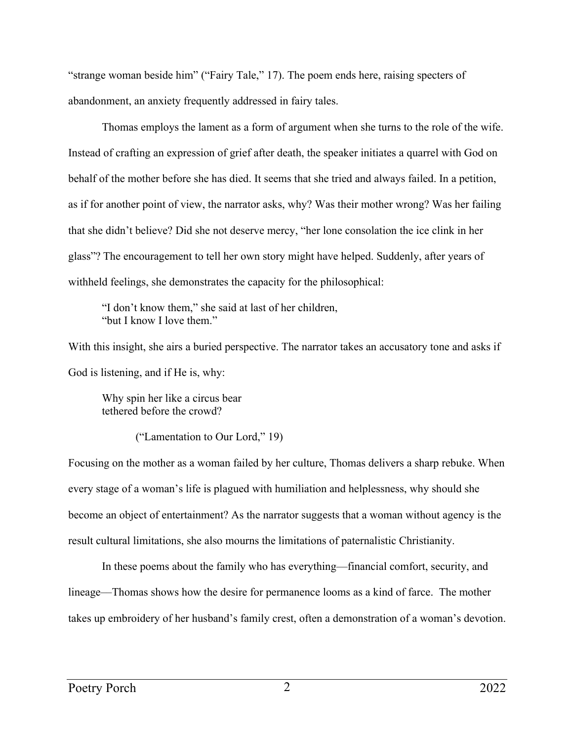"strange woman beside him" ("Fairy Tale," 17). The poem ends here, raising specters of abandonment, an anxiety frequently addressed in fairy tales.

Thomas employs the lament as a form of argument when she turns to the role of the wife. Instead of crafting an expression of grief after death, the speaker initiates a quarrel with God on behalf of the mother before she has died. It seems that she tried and always failed. In a petition, as if for another point of view, the narrator asks, why? Was their mother wrong? Was her failing that she didn't believe? Did she not deserve mercy, "her lone consolation the ice clink in her glass"? The encouragement to tell her own story might have helped. Suddenly, after years of withheld feelings, she demonstrates the capacity for the philosophical:

> "I don't know them," she said at last of her children,
> "but I know I love them."

With this insight, she airs a buried perspective. The narrator takes an accusatory tone and asks if God is listening, and if He is, why:

> Why spin her like a circus bear
> tethered before the crowd?
>
> ("Lamentation to Our Lord," 19)

Focusing on the mother as a woman failed by her culture, Thomas delivers a sharp rebuke. When every stage of a woman's life is plagued with humiliation and helplessness, why should she become an object of entertainment? As the narrator suggests that a woman without agency is the result cultural limitations, she also mourns the limitations of paternalistic Christianity.

In these poems about the family who has everything—financial comfort, security, and lineage—Thomas shows how the desire for permanence looms as a kind of farce. The mother takes up embroidery of her husband's family crest, often a demonstration of a woman's devotion.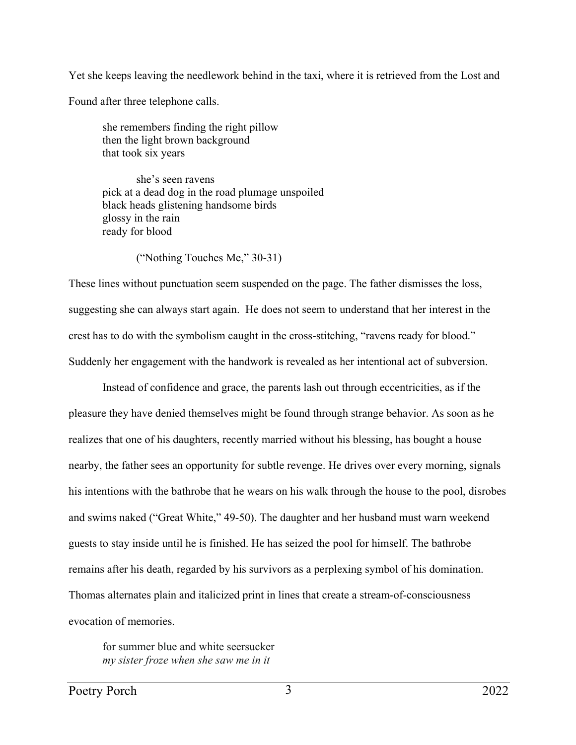Yet she keeps leaving the needlework behind in the taxi, where it is retrieved from the Lost and Found after three telephone calls.

> she remembers finding the right pillow  
> then the light brown background  
> that took six years
>
> &nbsp;&nbsp;&nbsp;&nbsp;&nbsp;&nbsp;&nbsp;&nbsp;&nbsp;&nbsp;she's seen ravens  
> pick at a dead dog in the road plumage unspoiled  
> black heads glistening handsome birds  
> glossy in the rain  
> ready for blood
>
> &nbsp;&nbsp;&nbsp;&nbsp;&nbsp;&nbsp;&nbsp;&nbsp;&nbsp;&nbsp;("Nothing Touches Me," 30-31)

These lines without punctuation seem suspended on the page. The father dismisses the loss, suggesting she can always start again. He does not seem to understand that her interest in the crest has to do with the symbolism caught in the cross-stitching, "ravens ready for blood." Suddenly her engagement with the handwork is revealed as her intentional act of subversion.

Instead of confidence and grace, the parents lash out through eccentricities, as if the pleasure they have denied themselves might be found through strange behavior. As soon as he realizes that one of his daughters, recently married without his blessing, has bought a house nearby, the father sees an opportunity for subtle revenge. He drives over every morning, signals his intentions with the bathrobe that he wears on his walk through the house to the pool, disrobes and swims naked ("Great White," 49-50). The daughter and her husband must warn weekend guests to stay inside until he is finished. He has seized the pool for himself. The bathrobe remains after his death, regarded by his survivors as a perplexing symbol of his domination. Thomas alternates plain and italicized print in lines that create a stream-of-consciousness evocation of memories.

> for summer blue and white seersucker  
> *my sister froze when she saw me in it*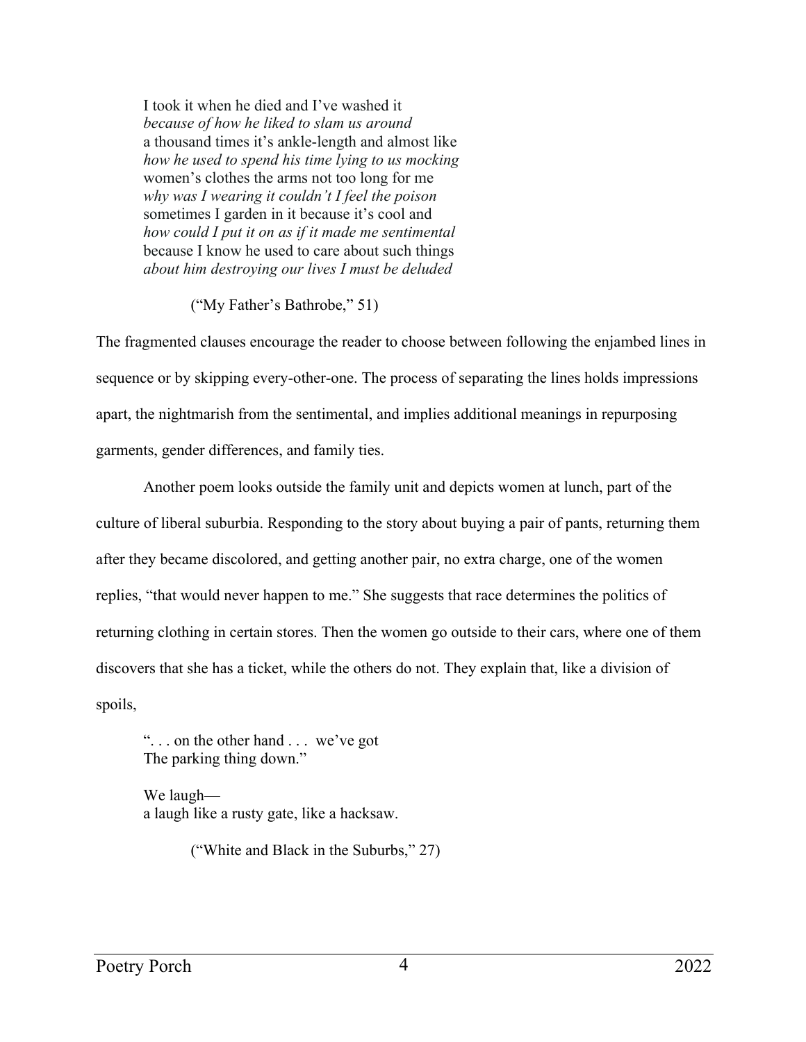> I took it when he died and I've washed it
> *because of how he liked to slam us around*
> a thousand times it's ankle-length and almost like
> *how he used to spend his time lying to us mocking*
> women's clothes the arms not too long for me
> *why was I wearing it couldn't I feel the poison*
> sometimes I garden in it because it's cool and
> *how could I put it on as if it made me sentimental*
> because I know he used to care about such things
> *about him destroying our lives I must be deluded*
>
> ("My Father's Bathrobe," 51)

The fragmented clauses encourage the reader to choose between following the enjambed lines in sequence or by skipping every-other-one. The process of separating the lines holds impressions apart, the nightmarish from the sentimental, and implies additional meanings in repurposing garments, gender differences, and family ties.

Another poem looks outside the family unit and depicts women at lunch, part of the culture of liberal suburbia. Responding to the story about buying a pair of pants, returning them after they became discolored, and getting another pair, no extra charge, one of the women replies, "that would never happen to me." She suggests that race determines the politics of returning clothing in certain stores. Then the women go outside to their cars, where one of them discovers that she has a ticket, while the others do not. They explain that, like a division of spoils,

> ". . . on the other hand . . . we've got
> The parking thing down."
>
> We laugh—
> a laugh like a rusty gate, like a hacksaw.
>
> ("White and Black in the Suburbs," 27)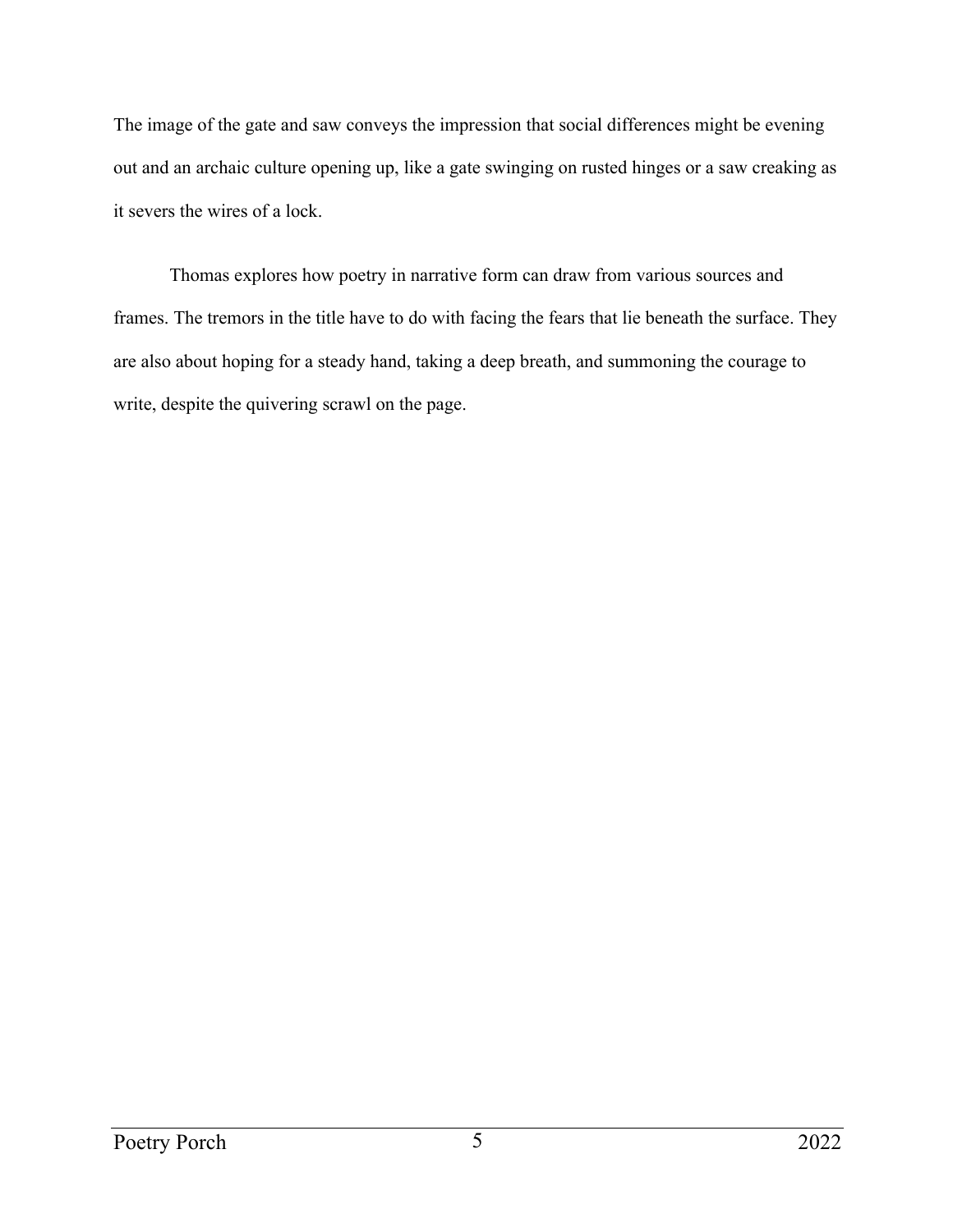The image of the gate and saw conveys the impression that social differences might be evening out and an archaic culture opening up, like a gate swinging on rusted hinges or a saw creaking as it severs the wires of a lock.

Thomas explores how poetry in narrative form can draw from various sources and frames. The tremors in the title have to do with facing the fears that lie beneath the surface. They are also about hoping for a steady hand, taking a deep breath, and summoning the courage to write, despite the quivering scrawl on the page.